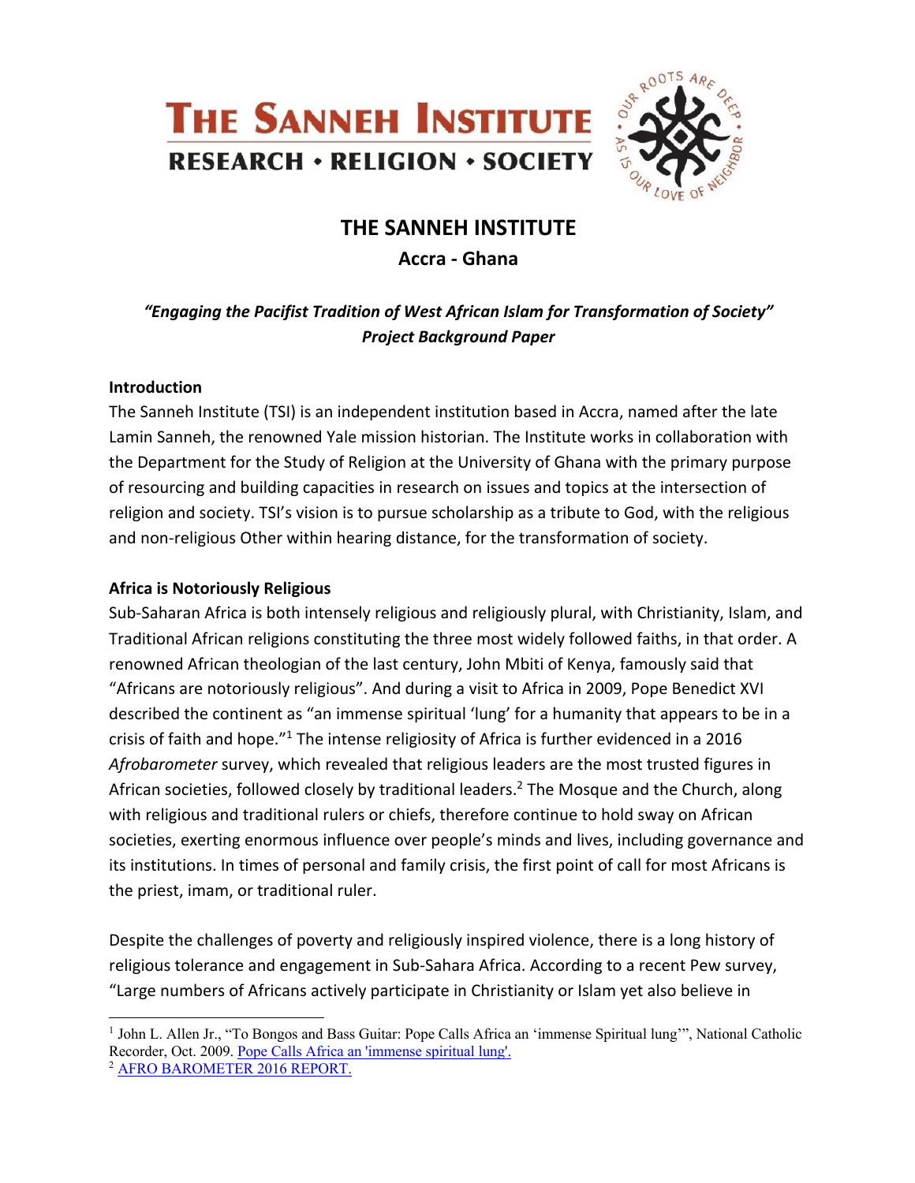# THE SANNEH INSTITUTE

**RESEARCH • RELIGION • SOCIETY**

## THE SANNEH INSTITUTE

### Accra - Ghana

***"Engaging the Pacifist Tradition of West African Islam for Transformation of Society"***
***Project Background Paper***

**Introduction**

The Sanneh Institute (TSI) is an independent institution based in Accra, named after the late Lamin Sanneh, the renowned Yale mission historian. The Institute works in collaboration with the Department for the Study of Religion at the University of Ghana with the primary purpose of resourcing and building capacities in research on issues and topics at the intersection of religion and society. TSI's vision is to pursue scholarship as a tribute to God, with the religious and non-religious Other within hearing distance, for the transformation of society.

**Africa is Notoriously Religious**

Sub-Saharan Africa is both intensely religious and religiously plural, with Christianity, Islam, and Traditional African religions constituting the three most widely followed faiths, in that order. A renowned African theologian of the last century, John Mbiti of Kenya, famously said that "Africans are notoriously religious". And during a visit to Africa in 2009, Pope Benedict XVI described the continent as "an immense spiritual 'lung' for a humanity that appears to be in a crisis of faith and hope."[1] The intense religiosity of Africa is further evidenced in a 2016 *Afrobarometer* survey, which revealed that religious leaders are the most trusted figures in African societies, followed closely by traditional leaders.[2] The Mosque and the Church, along with religious and traditional rulers or chiefs, therefore continue to hold sway on African societies, exerting enormous influence over people's minds and lives, including governance and its institutions. In times of personal and family crisis, the first point of call for most Africans is the priest, imam, or traditional ruler.

Despite the challenges of poverty and religiously inspired violence, there is a long history of religious tolerance and engagement in Sub-Sahara Africa. According to a recent Pew survey, "Large numbers of Africans actively participate in Christianity or Islam yet also believe in

---

[1] John L. Allen Jr., "To Bongos and Bass Guitar: Pope Calls Africa an 'immense Spiritual lung'", National Catholic Recorder, Oct. 2009. Pope Calls Africa an 'immense spiritual lung'.

[2] AFRO BAROMETER 2016 REPORT.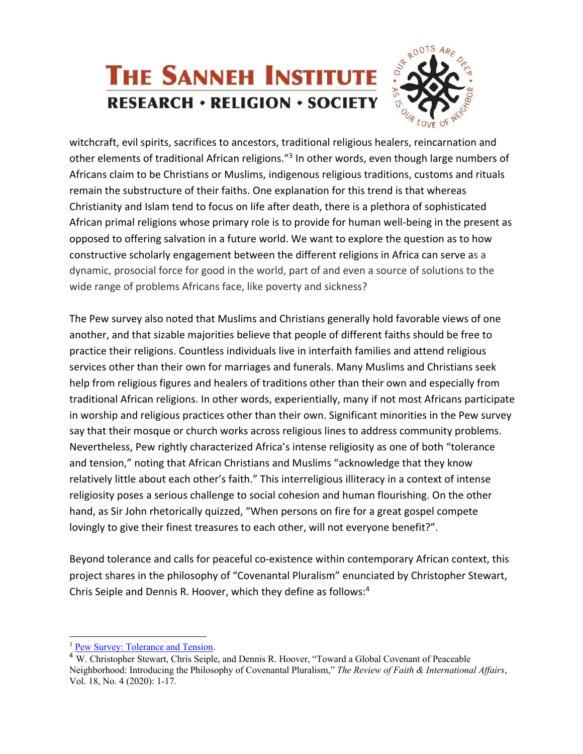witchcraft, evil spirits, sacrifices to ancestors, traditional religious healers, reincarnation and other elements of traditional African religions."[3] In other words, even though large numbers of Africans claim to be Christians or Muslims, indigenous religious traditions, customs and rituals remain the substructure of their faiths. One explanation for this trend is that whereas Christianity and Islam tend to focus on life after death, there is a plethora of sophisticated African primal religions whose primary role is to provide for human well-being in the present as opposed to offering salvation in a future world. We want to explore the question as to how constructive scholarly engagement between the different religions in Africa can serve as a dynamic, prosocial force for good in the world, part of and even a source of solutions to the wide range of problems Africans face, like poverty and sickness?

The Pew survey also noted that Muslims and Christians generally hold favorable views of one another, and that sizable majorities believe that people of different faiths should be free to practice their religions. Countless individuals live in interfaith families and attend religious services other than their own for marriages and funerals. Many Muslims and Christians seek help from religious figures and healers of traditions other than their own and especially from traditional African religions. In other words, experientially, many if not most Africans participate in worship and religious practices other than their own. Significant minorities in the Pew survey say that their mosque or church works across religious lines to address community problems. Nevertheless, Pew rightly characterized Africa's intense religiosity as one of both "tolerance and tension," noting that African Christians and Muslims "acknowledge that they know relatively little about each other's faith." This interreligious illiteracy in a context of intense religiosity poses a serious challenge to social cohesion and human flourishing. On the other hand, as Sir John rhetorically quizzed, "When persons on fire for a great gospel compete lovingly to give their finest treasures to each other, will not everyone benefit?".

Beyond tolerance and calls for peaceful co-existence within contemporary African context, this project shares in the philosophy of "Covenantal Pluralism" enunciated by Christopher Stewart, Chris Seiple and Dennis R. Hoover, which they define as follows:[4]

---

[3] Pew Survey: Tolerance and Tension.

[4] W. Christopher Stewart, Chris Seiple, and Dennis R. Hoover, "Toward a Global Covenant of Peaceable Neighborhood: Introducing the Philosophy of Covenantal Pluralism," *The Review of Faith & International Affairs*, Vol. 18, No. 4 (2020): 1-17.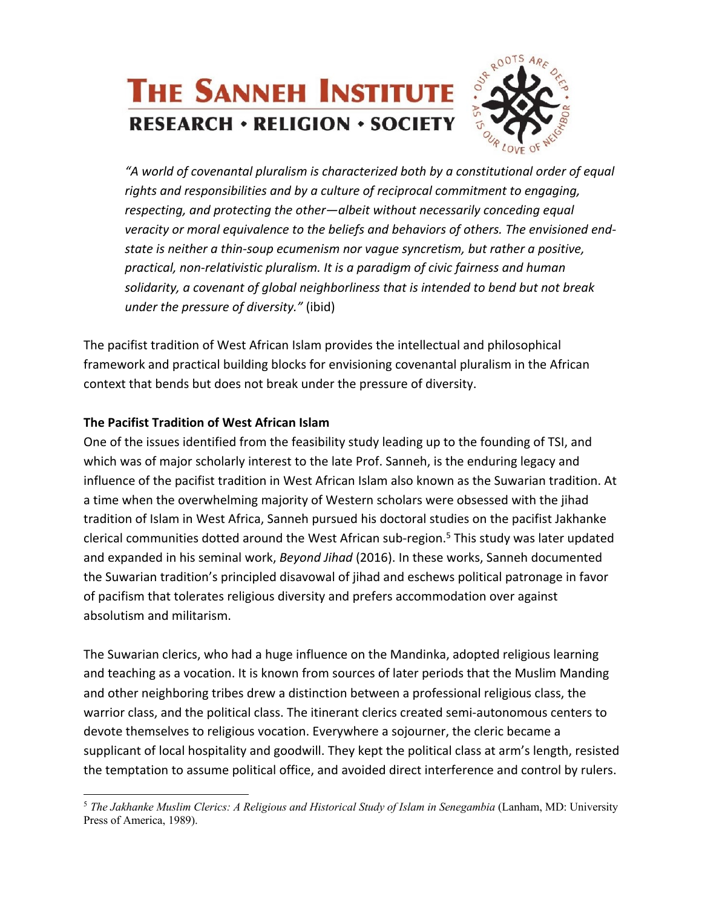*"A world of covenantal pluralism is characterized both by a constitutional order of equal rights and responsibilities and by a culture of reciprocal commitment to engaging, respecting, and protecting the other—albeit without necessarily conceding equal veracity or moral equivalence to the beliefs and behaviors of others. The envisioned end-state is neither a thin-soup ecumenism nor vague syncretism, but rather a positive, practical, non-relativistic pluralism. It is a paradigm of civic fairness and human solidarity, a covenant of global neighborliness that is intended to bend but not break under the pressure of diversity."* (ibid)

The pacifist tradition of West African Islam provides the intellectual and philosophical framework and practical building blocks for envisioning covenantal pluralism in the African context that bends but does not break under the pressure of diversity.

**The Pacifist Tradition of West African Islam**

One of the issues identified from the feasibility study leading up to the founding of TSI, and which was of major scholarly interest to the late Prof. Sanneh, is the enduring legacy and influence of the pacifist tradition in West African Islam also known as the Suwarian tradition. At a time when the overwhelming majority of Western scholars were obsessed with the jihad tradition of Islam in West Africa, Sanneh pursued his doctoral studies on the pacifist Jakhanke clerical communities dotted around the West African sub-region.[5] This study was later updated and expanded in his seminal work, *Beyond Jihad* (2016). In these works, Sanneh documented the Suwarian tradition's principled disavowal of jihad and eschews political patronage in favor of pacifism that tolerates religious diversity and prefers accommodation over against absolutism and militarism.

The Suwarian clerics, who had a huge influence on the Mandinka, adopted religious learning and teaching as a vocation. It is known from sources of later periods that the Muslim Manding and other neighboring tribes drew a distinction between a professional religious class, the warrior class, and the political class. The itinerant clerics created semi-autonomous centers to devote themselves to religious vocation. Everywhere a sojourner, the cleric became a supplicant of local hospitality and goodwill. They kept the political class at arm's length, resisted the temptation to assume political office, and avoided direct interference and control by rulers.

[5] *The Jakhanke Muslim Clerics: A Religious and Historical Study of Islam in Senegambia* (Lanham, MD: University Press of America, 1989).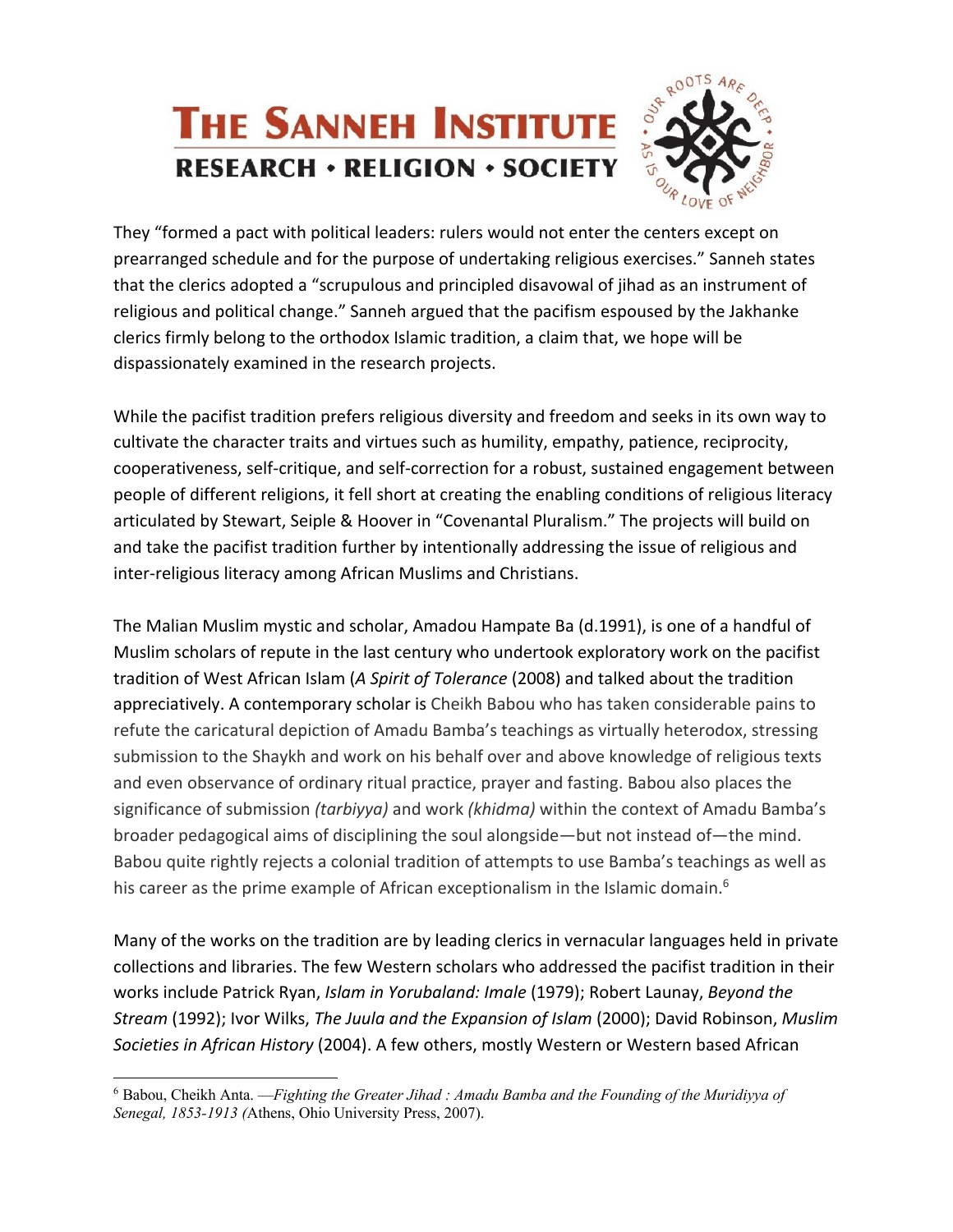They "formed a pact with political leaders: rulers would not enter the centers except on prearranged schedule and for the purpose of undertaking religious exercises." Sanneh states that the clerics adopted a "scrupulous and principled disavowal of jihad as an instrument of religious and political change." Sanneh argued that the pacifism espoused by the Jakhanke clerics firmly belong to the orthodox Islamic tradition, a claim that, we hope will be dispassionately examined in the research projects.

While the pacifist tradition prefers religious diversity and freedom and seeks in its own way to cultivate the character traits and virtues such as humility, empathy, patience, reciprocity, cooperativeness, self-critique, and self-correction for a robust, sustained engagement between people of different religions, it fell short at creating the enabling conditions of religious literacy articulated by Stewart, Seiple & Hoover in "Covenantal Pluralism." The projects will build on and take the pacifist tradition further by intentionally addressing the issue of religious and inter-religious literacy among African Muslims and Christians.

The Malian Muslim mystic and scholar, Amadou Hampate Ba (d.1991), is one of a handful of Muslim scholars of repute in the last century who undertook exploratory work on the pacifist tradition of West African Islam (*A Spirit of Tolerance* (2008) and talked about the tradition appreciatively. A contemporary scholar is Cheikh Babou who has taken considerable pains to refute the caricatural depiction of Amadu Bamba's teachings as virtually heterodox, stressing submission to the Shaykh and work on his behalf over and above knowledge of religious texts and even observance of ordinary ritual practice, prayer and fasting. Babou also places the significance of submission *(tarbiyya)* and work *(khidma)* within the context of Amadu Bamba's broader pedagogical aims of disciplining the soul alongside—but not instead of—the mind. Babou quite rightly rejects a colonial tradition of attempts to use Bamba's teachings as well as his career as the prime example of African exceptionalism in the Islamic domain.[6]

Many of the works on the tradition are by leading clerics in vernacular languages held in private collections and libraries. The few Western scholars who addressed the pacifist tradition in their works include Patrick Ryan, *Islam in Yorubaland: Imale* (1979); Robert Launay, *Beyond the Stream* (1992); Ivor Wilks, *The Juula and the Expansion of Islam* (2000); David Robinson, *Muslim Societies in African History* (2004). A few others, mostly Western or Western based African

[6] Babou, Cheikh Anta. —*Fighting the Greater Jihad : Amadu Bamba and the Founding of the Muridiyya of Senegal, 1853-1913 (*Athens, Ohio University Press, 2007).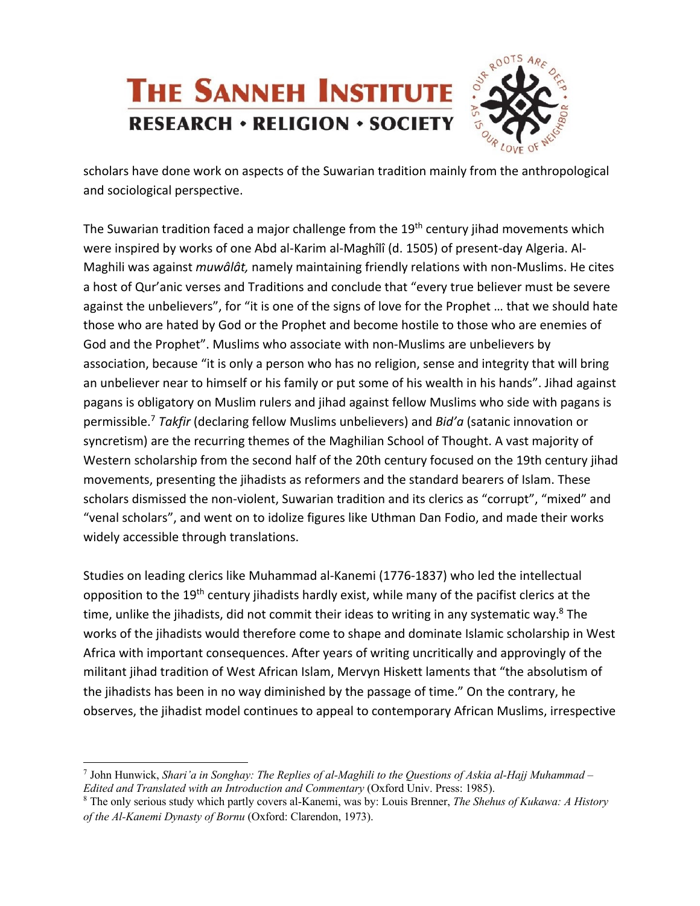scholars have done work on aspects of the Suwarian tradition mainly from the anthropological and sociological perspective.

The Suwarian tradition faced a major challenge from the 19th century jihad movements which were inspired by works of one Abd al-Karim al-Maghîlî (d. 1505) of present-day Algeria. Al-Maghili was against *muwâlât,* namely maintaining friendly relations with non-Muslims. He cites a host of Qur'anic verses and Traditions and conclude that "every true believer must be severe against the unbelievers", for "it is one of the signs of love for the Prophet … that we should hate those who are hated by God or the Prophet and become hostile to those who are enemies of God and the Prophet". Muslims who associate with non-Muslims are unbelievers by association, because "it is only a person who has no religion, sense and integrity that will bring an unbeliever near to himself or his family or put some of his wealth in his hands". Jihad against pagans is obligatory on Muslim rulers and jihad against fellow Muslims who side with pagans is permissible.[7] *Takfir* (declaring fellow Muslims unbelievers) and *Bid'a* (satanic innovation or syncretism) are the recurring themes of the Maghilian School of Thought. A vast majority of Western scholarship from the second half of the 20th century focused on the 19th century jihad movements, presenting the jihadists as reformers and the standard bearers of Islam. These scholars dismissed the non-violent, Suwarian tradition and its clerics as "corrupt", "mixed" and "venal scholars", and went on to idolize figures like Uthman Dan Fodio, and made their works widely accessible through translations.

Studies on leading clerics like Muhammad al-Kanemi (1776-1837) who led the intellectual opposition to the 19th century jihadists hardly exist, while many of the pacifist clerics at the time, unlike the jihadists, did not commit their ideas to writing in any systematic way.[8] The works of the jihadists would therefore come to shape and dominate Islamic scholarship in West Africa with important consequences. After years of writing uncritically and approvingly of the militant jihad tradition of West African Islam, Mervyn Hiskett laments that "the absolutism of the jihadists has been in no way diminished by the passage of time." On the contrary, he observes, the jihadist model continues to appeal to contemporary African Muslims, irrespective

---

[7] John Hunwick, *Shari'a in Songhay: The Replies of al-Maghili to the Questions of Askia al-Hajj Muhammad – Edited and Translated with an Introduction and Commentary* (Oxford Univ. Press: 1985).

[8] The only serious study which partly covers al-Kanemi, was by: Louis Brenner, *The Shehus of Kukawa: A History of the Al-Kanemi Dynasty of Bornu* (Oxford: Clarendon, 1973).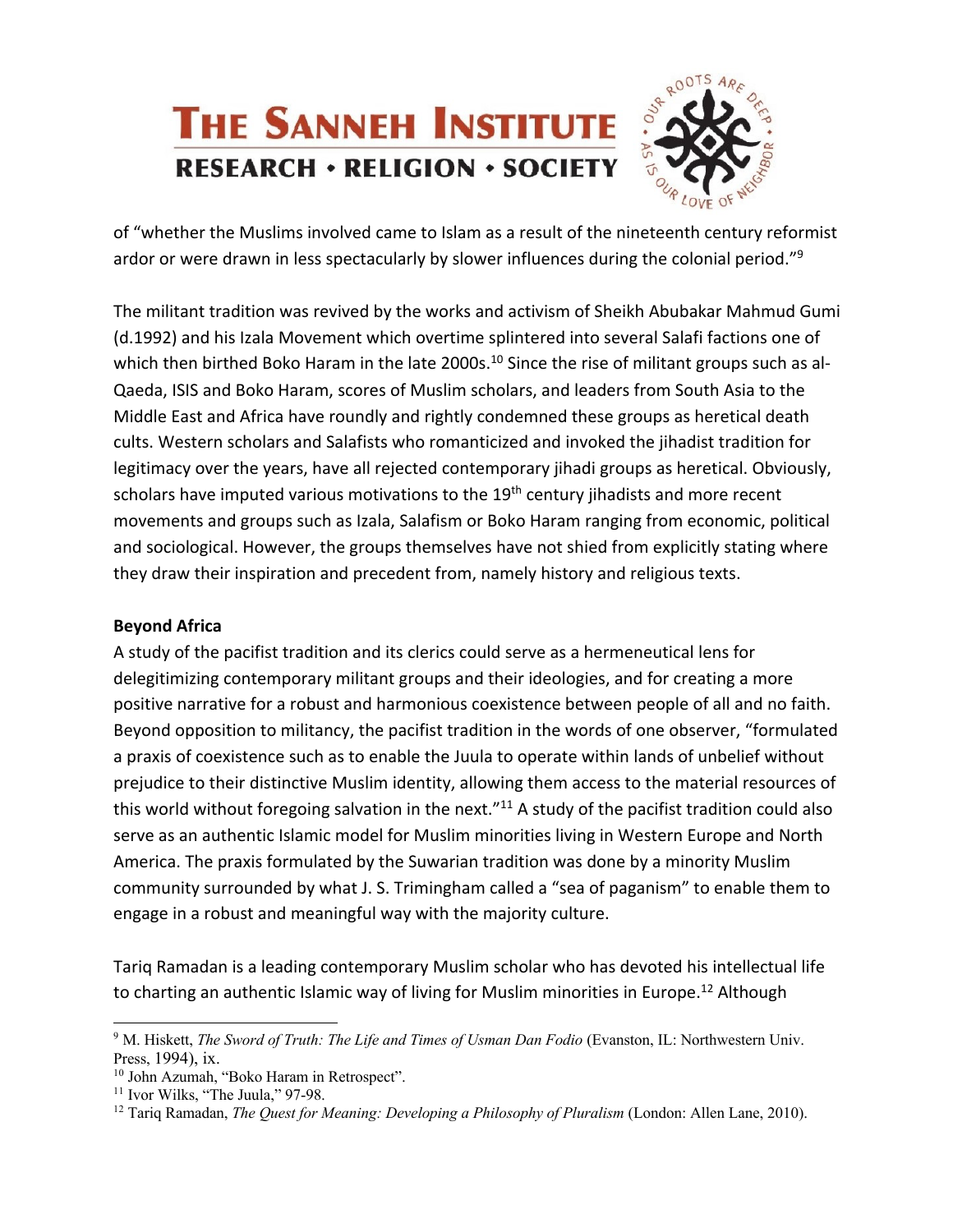of "whether the Muslims involved came to Islam as a result of the nineteenth century reformist ardor or were drawn in less spectacularly by slower influences during the colonial period."[9]

The militant tradition was revived by the works and activism of Sheikh Abubakar Mahmud Gumi (d.1992) and his Izala Movement which overtime splintered into several Salafi factions one of which then birthed Boko Haram in the late 2000s.[10] Since the rise of militant groups such as al-Qaeda, ISIS and Boko Haram, scores of Muslim scholars, and leaders from South Asia to the Middle East and Africa have roundly and rightly condemned these groups as heretical death cults. Western scholars and Salafists who romanticized and invoked the jihadist tradition for legitimacy over the years, have all rejected contemporary jihadi groups as heretical. Obviously, scholars have imputed various motivations to the 19th century jihadists and more recent movements and groups such as Izala, Salafism or Boko Haram ranging from economic, political and sociological. However, the groups themselves have not shied from explicitly stating where they draw their inspiration and precedent from, namely history and religious texts.

**Beyond Africa**

A study of the pacifist tradition and its clerics could serve as a hermeneutical lens for delegitimizing contemporary militant groups and their ideologies, and for creating a more positive narrative for a robust and harmonious coexistence between people of all and no faith. Beyond opposition to militancy, the pacifist tradition in the words of one observer, "formulated a praxis of coexistence such as to enable the Juula to operate within lands of unbelief without prejudice to their distinctive Muslim identity, allowing them access to the material resources of this world without foregoing salvation in the next."[11] A study of the pacifist tradition could also serve as an authentic Islamic model for Muslim minorities living in Western Europe and North America. The praxis formulated by the Suwarian tradition was done by a minority Muslim community surrounded by what J. S. Trimingham called a "sea of paganism" to enable them to engage in a robust and meaningful way with the majority culture.

Tariq Ramadan is a leading contemporary Muslim scholar who has devoted his intellectual life to charting an authentic Islamic way of living for Muslim minorities in Europe.[12] Although

---

[9] M. Hiskett, *The Sword of Truth: The Life and Times of Usman Dan Fodio* (Evanston, IL: Northwestern Univ. Press, 1994), ix.

[10] John Azumah, "Boko Haram in Retrospect".

[11] Ivor Wilks, "The Juula," 97-98.

[12] Tariq Ramadan, *The Quest for Meaning: Developing a Philosophy of Pluralism* (London: Allen Lane, 2010).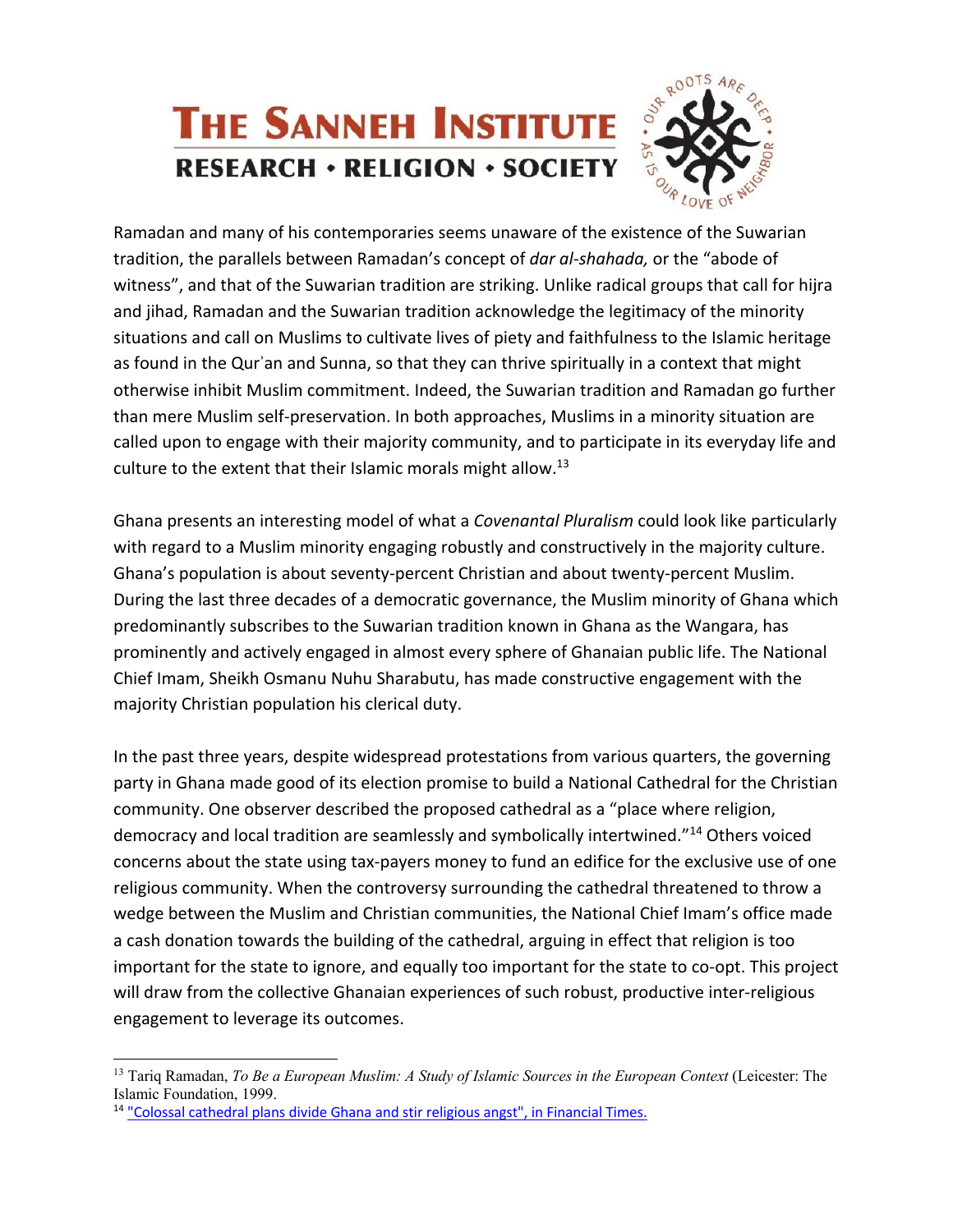Ramadan and many of his contemporaries seems unaware of the existence of the Suwarian tradition, the parallels between Ramadan's concept of *dar al-shahada,* or the "abode of witness", and that of the Suwarian tradition are striking. Unlike radical groups that call for hijra and jihad, Ramadan and the Suwarian tradition acknowledge the legitimacy of the minority situations and call on Muslims to cultivate lives of piety and faithfulness to the Islamic heritage as found in the Qurʾan and Sunna, so that they can thrive spiritually in a context that might otherwise inhibit Muslim commitment. Indeed, the Suwarian tradition and Ramadan go further than mere Muslim self-preservation. In both approaches, Muslims in a minority situation are called upon to engage with their majority community, and to participate in its everyday life and culture to the extent that their Islamic morals might allow.[13]

Ghana presents an interesting model of what a *Covenantal Pluralism* could look like particularly with regard to a Muslim minority engaging robustly and constructively in the majority culture. Ghana's population is about seventy-percent Christian and about twenty-percent Muslim. During the last three decades of a democratic governance, the Muslim minority of Ghana which predominantly subscribes to the Suwarian tradition known in Ghana as the Wangara, has prominently and actively engaged in almost every sphere of Ghanaian public life. The National Chief Imam, Sheikh Osmanu Nuhu Sharabutu, has made constructive engagement with the majority Christian population his clerical duty.

In the past three years, despite widespread protestations from various quarters, the governing party in Ghana made good of its election promise to build a National Cathedral for the Christian community. One observer described the proposed cathedral as a "place where religion, democracy and local tradition are seamlessly and symbolically intertwined."[14] Others voiced concerns about the state using tax-payers money to fund an edifice for the exclusive use of one religious community. When the controversy surrounding the cathedral threatened to throw a wedge between the Muslim and Christian communities, the National Chief Imam's office made a cash donation towards the building of the cathedral, arguing in effect that religion is too important for the state to ignore, and equally too important for the state to co-opt. This project will draw from the collective Ghanaian experiences of such robust, productive inter-religious engagement to leverage its outcomes.

---

[13] Tariq Ramadan, *To Be a European Muslim: A Study of Islamic Sources in the European Context* (Leicester: The Islamic Foundation, 1999.

[14] "Colossal cathedral plans divide Ghana and stir religious angst", in Financial Times.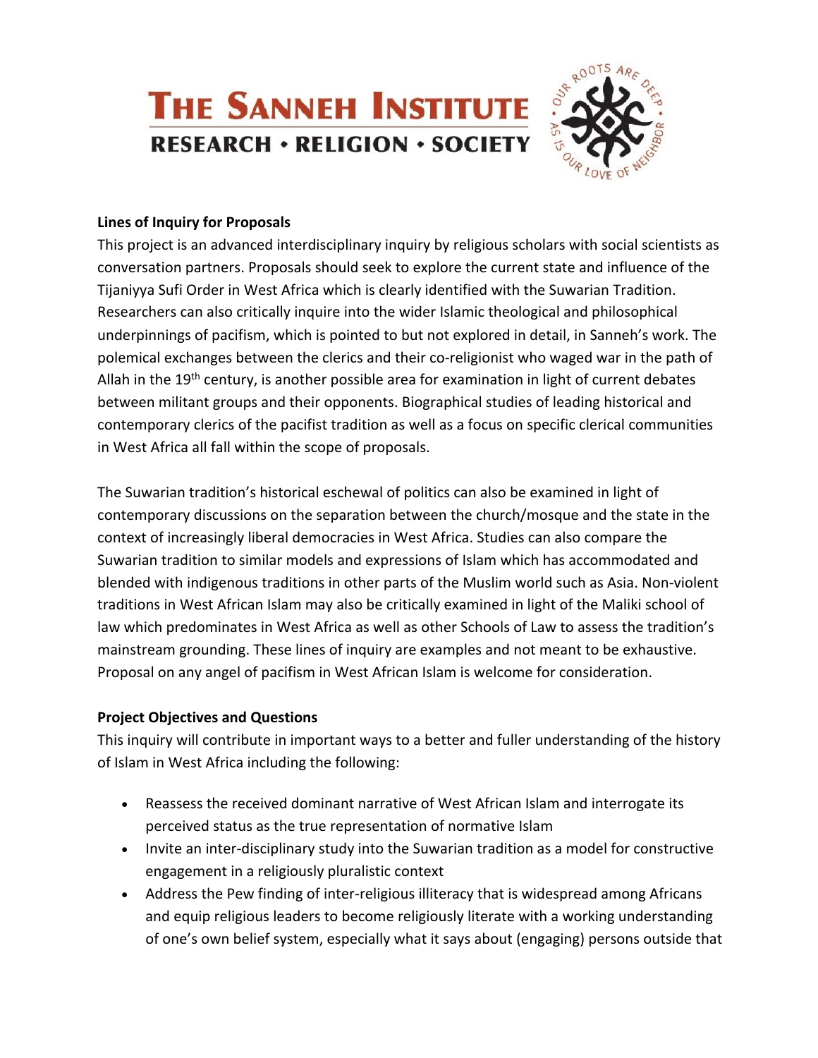# THE SANNEH INSTITUTE
## RESEARCH • RELIGION • SOCIETY

**Lines of Inquiry for Proposals**

This project is an advanced interdisciplinary inquiry by religious scholars with social scientists as conversation partners. Proposals should seek to explore the current state and influence of the Tijaniyya Sufi Order in West Africa which is clearly identified with the Suwarian Tradition. Researchers can also critically inquire into the wider Islamic theological and philosophical underpinnings of pacifism, which is pointed to but not explored in detail, in Sanneh's work. The polemical exchanges between the clerics and their co-religionist who waged war in the path of Allah in the 19th century, is another possible area for examination in light of current debates between militant groups and their opponents. Biographical studies of leading historical and contemporary clerics of the pacifist tradition as well as a focus on specific clerical communities in West Africa all fall within the scope of proposals.

The Suwarian tradition's historical eschewal of politics can also be examined in light of contemporary discussions on the separation between the church/mosque and the state in the context of increasingly liberal democracies in West Africa. Studies can also compare the Suwarian tradition to similar models and expressions of Islam which has accommodated and blended with indigenous traditions in other parts of the Muslim world such as Asia. Non-violent traditions in West African Islam may also be critically examined in light of the Maliki school of law which predominates in West Africa as well as other Schools of Law to assess the tradition's mainstream grounding. These lines of inquiry are examples and not meant to be exhaustive. Proposal on any angel of pacifism in West African Islam is welcome for consideration.

**Project Objectives and Questions**

This inquiry will contribute in important ways to a better and fuller understanding of the history of Islam in West Africa including the following:

- Reassess the received dominant narrative of West African Islam and interrogate its perceived status as the true representation of normative Islam
- Invite an inter-disciplinary study into the Suwarian tradition as a model for constructive engagement in a religiously pluralistic context
- Address the Pew finding of inter-religious illiteracy that is widespread among Africans and equip religious leaders to become religiously literate with a working understanding of one's own belief system, especially what it says about (engaging) persons outside that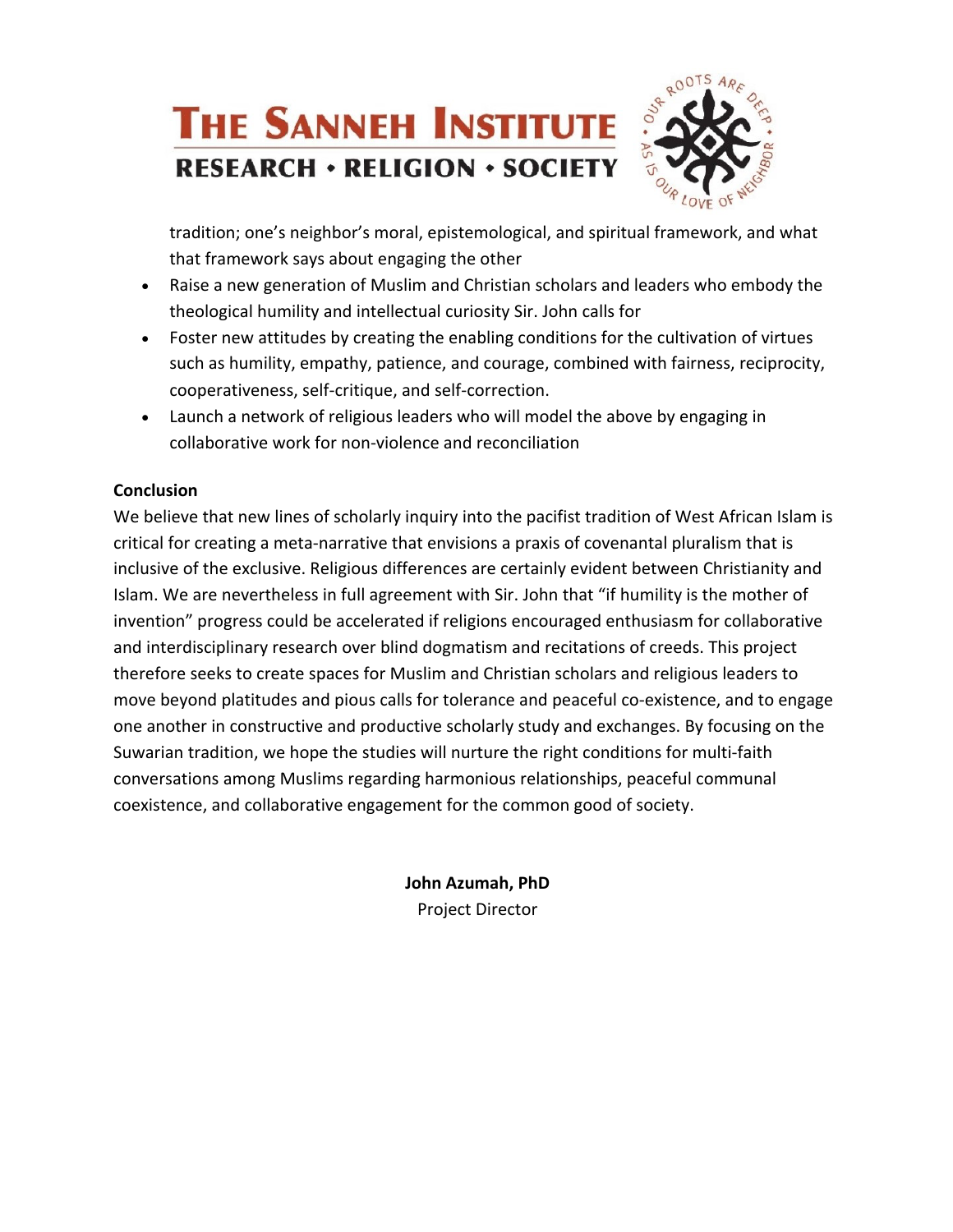tradition; one's neighbor's moral, epistemological, and spiritual framework, and what that framework says about engaging the other

- Raise a new generation of Muslim and Christian scholars and leaders who embody the theological humility and intellectual curiosity Sir. John calls for
- Foster new attitudes by creating the enabling conditions for the cultivation of virtues such as humility, empathy, patience, and courage, combined with fairness, reciprocity, cooperativeness, self-critique, and self-correction.
- Launch a network of religious leaders who will model the above by engaging in collaborative work for non-violence and reconciliation

**Conclusion**

We believe that new lines of scholarly inquiry into the pacifist tradition of West African Islam is critical for creating a meta-narrative that envisions a praxis of covenantal pluralism that is inclusive of the exclusive. Religious differences are certainly evident between Christianity and Islam. We are nevertheless in full agreement with Sir. John that "if humility is the mother of invention" progress could be accelerated if religions encouraged enthusiasm for collaborative and interdisciplinary research over blind dogmatism and recitations of creeds. This project therefore seeks to create spaces for Muslim and Christian scholars and religious leaders to move beyond platitudes and pious calls for tolerance and peaceful co-existence, and to engage one another in constructive and productive scholarly study and exchanges. By focusing on the Suwarian tradition, we hope the studies will nurture the right conditions for multi-faith conversations among Muslims regarding harmonious relationships, peaceful communal coexistence, and collaborative engagement for the common good of society.

**John Azumah, PhD**
Project Director